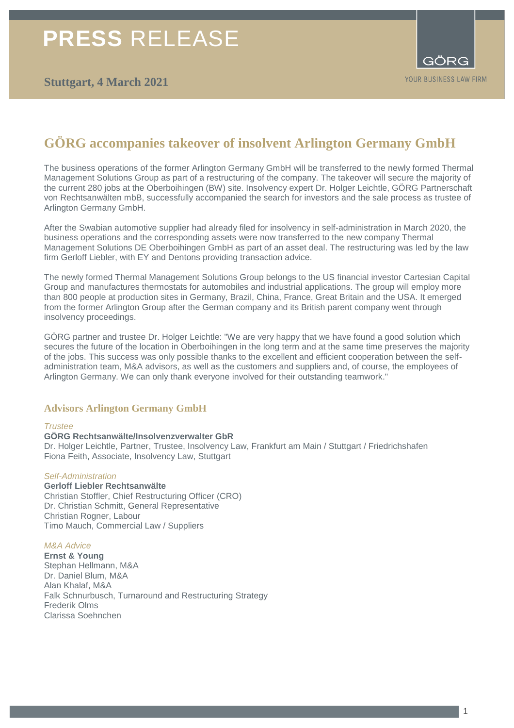# PRESS RELEASE

**Stuttgart, 4 March 2021**

GÖRG
YOUR BUSINESS LAW FIRM

## GÖRG accompanies takeover of insolvent Arlington Germany GmbH

The business operations of the former Arlington Germany GmbH will be transferred to the newly formed Thermal Management Solutions Group as part of a restructuring of the company. The takeover will secure the majority of the current 280 jobs at the Oberboihingen (BW) site. Insolvency expert Dr. Holger Leichtle, GÖRG Partnerschaft von Rechtsanwälten mbB, successfully accompanied the search for investors and the sale process as trustee of Arlington Germany GmbH.

After the Swabian automotive supplier had already filed for insolvency in self-administration in March 2020, the business operations and the corresponding assets were now transferred to the new company Thermal Management Solutions DE Oberboihingen GmbH as part of an asset deal. The restructuring was led by the law firm Gerloff Liebler, with EY and Dentons providing transaction advice.

The newly formed Thermal Management Solutions Group belongs to the US financial investor Cartesian Capital Group and manufactures thermostats for automobiles and industrial applications. The group will employ more than 800 people at production sites in Germany, Brazil, China, France, Great Britain and the USA. It emerged from the former Arlington Group after the German company and its British parent company went through insolvency proceedings.

GÖRG partner and trustee Dr. Holger Leichtle: "We are very happy that we have found a good solution which secures the future of the location in Oberboihingen in the long term and at the same time preserves the majority of the jobs. This success was only possible thanks to the excellent and efficient cooperation between the self-administration team, M&A advisors, as well as the customers and suppliers and, of course, the employees of Arlington Germany. We can only thank everyone involved for their outstanding teamwork."

### Advisors Arlington Germany GmbH

*Trustee*

**GÖRG Rechtsanwälte/Insolvenzverwalter GbR**
Dr. Holger Leichtle, Partner, Trustee, Insolvency Law, Frankfurt am Main / Stuttgart / Friedrichshafen
Fiona Feith, Associate, Insolvency Law, Stuttgart

*Self-Administration*

**Gerloff Liebler Rechtsanwälte**
Christian Stoffler, Chief Restructuring Officer (CRO)
Dr. Christian Schmitt, General Representative
Christian Rogner, Labour
Timo Mauch, Commercial Law / Suppliers

*M&A Advice*

**Ernst & Young**
Stephan Hellmann, M&A
Dr. Daniel Blum, M&A
Alan Khalaf, M&A
Falk Schnurbusch, Turnaround and Restructuring Strategy
Frederik Olms
Clarissa Soehnchen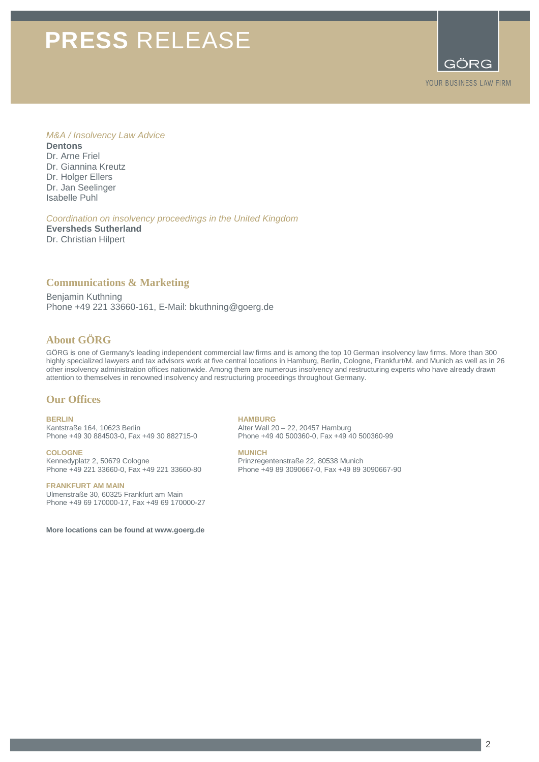*M&A / Insolvency Law Advice*
**Dentons**
Dr. Arne Friel
Dr. Giannina Kreutz
Dr. Holger Ellers
Dr. Jan Seelinger
Isabelle Puhl

*Coordination on insolvency proceedings in the United Kingdom*
**Eversheds Sutherland**
Dr. Christian Hilpert

## Communications & Marketing

Benjamin Kuthning
Phone +49 221 33660-161, E-Mail: bkuthning@goerg.de

## About GÖRG

GÖRG is one of Germany's leading independent commercial law firms and is among the top 10 German insolvency law firms. More than 300 highly specialized lawyers and tax advisors work at five central locations in Hamburg, Berlin, Cologne, Frankfurt/M. and Munich as well as in 26 other insolvency administration offices nationwide. Among them are numerous insolvency and restructuring experts who have already drawn attention to themselves in renowned insolvency and restructuring proceedings throughout Germany.

## Our Offices

**BERLIN**
Kantstraße 164, 10623 Berlin
Phone +49 30 884503-0, Fax +49 30 882715-0

**COLOGNE**
Kennedyplatz 2, 50679 Cologne
Phone +49 221 33660-0, Fax +49 221 33660-80

**FRANKFURT AM MAIN**
Ulmenstraße 30, 60325 Frankfurt am Main
Phone +49 69 170000-17, Fax +49 69 170000-27

**HAMBURG**
Alter Wall 20 – 22, 20457 Hamburg
Phone +49 40 500360-0, Fax +49 40 500360-99

**MUNICH**
Prinzregentenstraße 22, 80538 Munich
Phone +49 89 3090667-0, Fax +49 89 3090667-90

**More locations can be found at www.goerg.de**